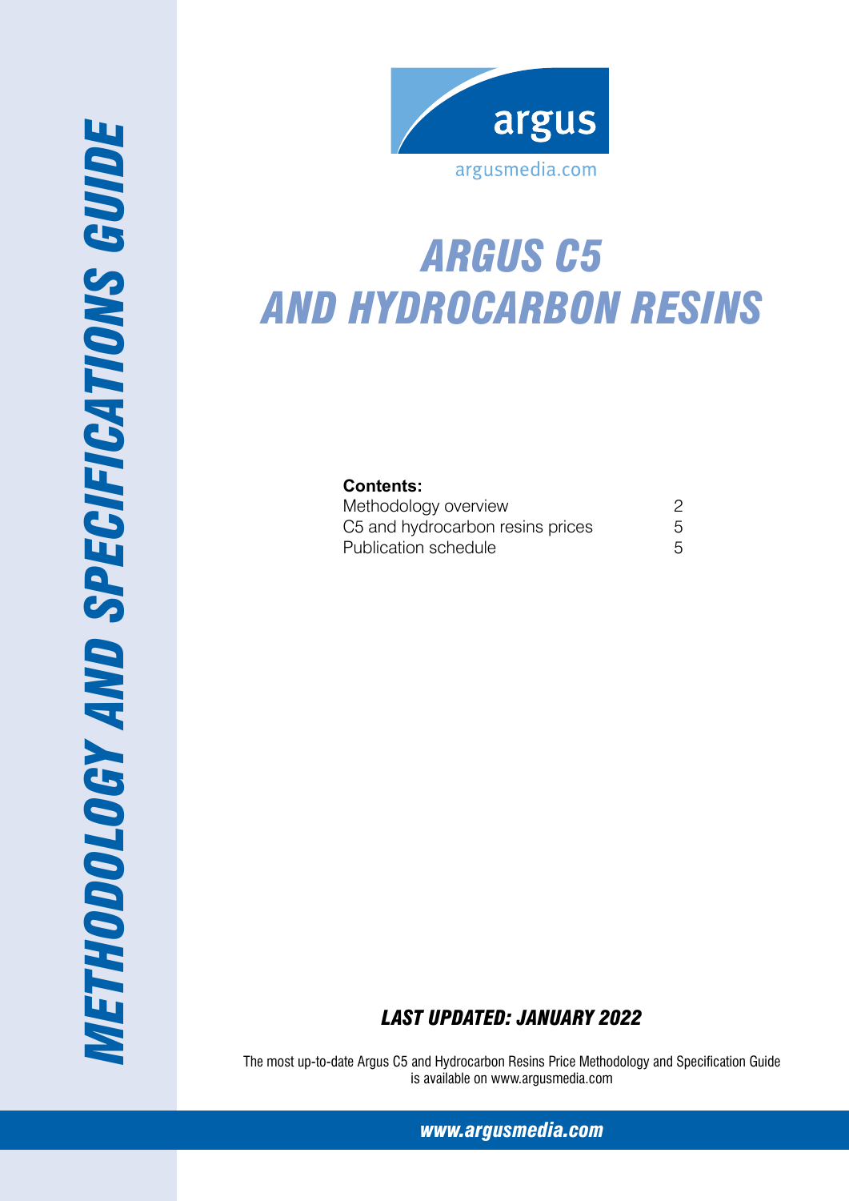argus

argusmedia.com

*METHODOLOGY AND SPECIFICATIONS GUIDE*

# *ARGUS C5 AND HYDROCARBON RESINS*

**Contents:**

| | |
|---|---|
| Methodology overview | 2 |
| C5 and hydrocarbon resins prices | 5 |
| Publication schedule | 5 |

***LAST UPDATED: JANUARY 2022***

The most up-to-date Argus C5 and Hydrocarbon Resins Price Methodology and Specification Guide is available on www.argusmedia.com

***www.argusmedia.com***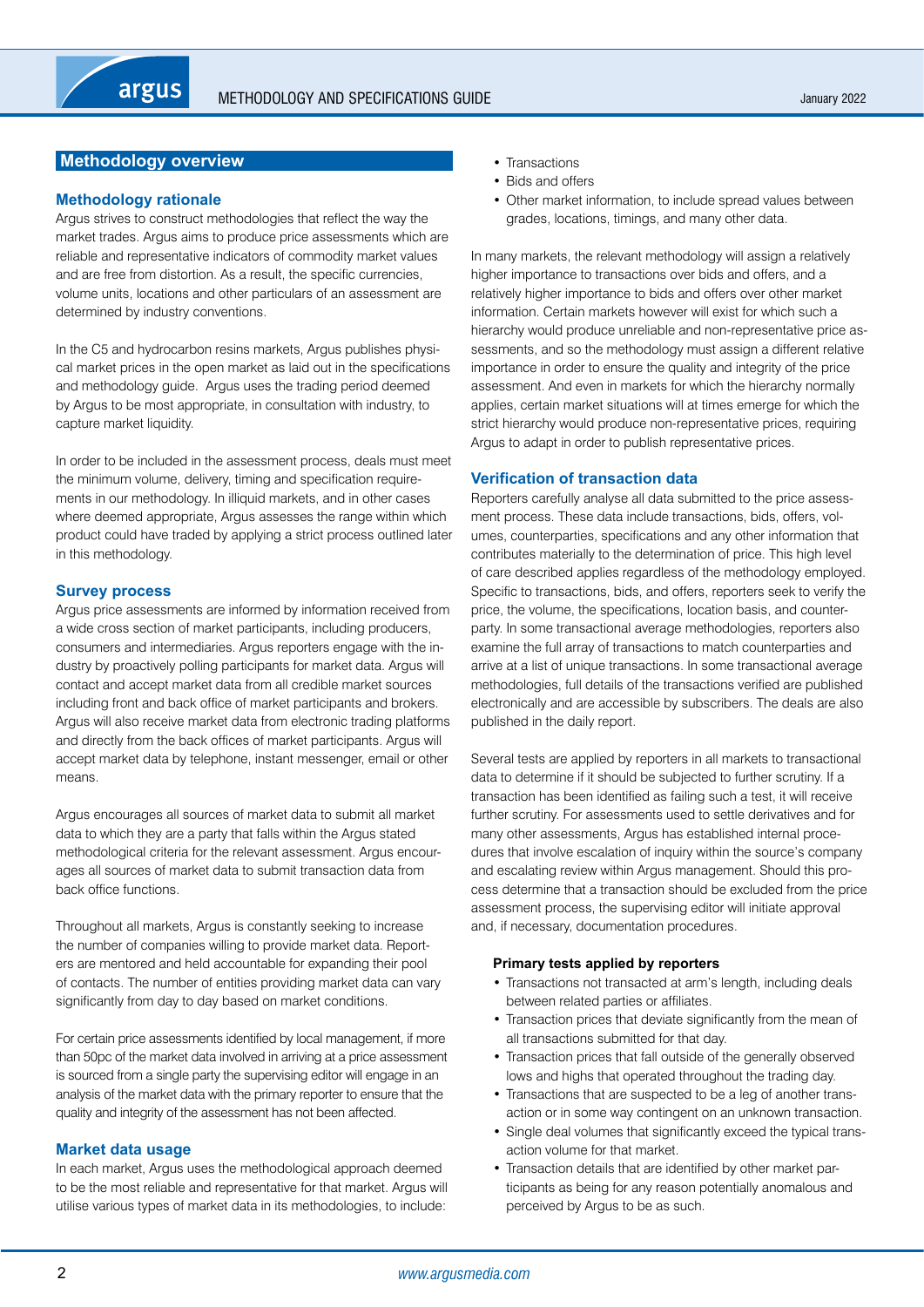## Methodology overview

### Methodology rationale

Argus strives to construct methodologies that reflect the way the market trades. Argus aims to produce price assessments which are reliable and representative indicators of commodity market values and are free from distortion. As a result, the specific currencies, volume units, locations and other particulars of an assessment are determined by industry conventions.

In the C5 and hydrocarbon resins markets, Argus publishes physical market prices in the open market as laid out in the specifications and methodology guide. Argus uses the trading period deemed by Argus to be most appropriate, in consultation with industry, to capture market liquidity.

In order to be included in the assessment process, deals must meet the minimum volume, delivery, timing and specification requirements in our methodology. In illiquid markets, and in other cases where deemed appropriate, Argus assesses the range within which product could have traded by applying a strict process outlined later in this methodology.

### Survey process

Argus price assessments are informed by information received from a wide cross section of market participants, including producers, consumers and intermediaries. Argus reporters engage with the industry by proactively polling participants for market data. Argus will contact and accept market data from all credible market sources including front and back office of market participants and brokers. Argus will also receive market data from electronic trading platforms and directly from the back offices of market participants. Argus will accept market data by telephone, instant messenger, email or other means.

Argus encourages all sources of market data to submit all market data to which they are a party that falls within the Argus stated methodological criteria for the relevant assessment. Argus encourages all sources of market data to submit transaction data from back office functions.

Throughout all markets, Argus is constantly seeking to increase the number of companies willing to provide market data. Reporters are mentored and held accountable for expanding their pool of contacts. The number of entities providing market data can vary significantly from day to day based on market conditions.

For certain price assessments identified by local management, if more than 50pc of the market data involved in arriving at a price assessment is sourced from a single party the supervising editor will engage in an analysis of the market data with the primary reporter to ensure that the quality and integrity of the assessment has not been affected.

### Market data usage

In each market, Argus uses the methodological approach deemed to be the most reliable and representative for that market. Argus will utilise various types of market data in its methodologies, to include:

- Transactions
- Bids and offers
- Other market information, to include spread values between grades, locations, timings, and many other data.

In many markets, the relevant methodology will assign a relatively higher importance to transactions over bids and offers, and a relatively higher importance to bids and offers over other market information. Certain markets however will exist for which such a hierarchy would produce unreliable and non-representative price assessments, and so the methodology must assign a different relative importance in order to ensure the quality and integrity of the price assessment. And even in markets for which the hierarchy normally applies, certain market situations will at times emerge for which the strict hierarchy would produce non-representative prices, requiring Argus to adapt in order to publish representative prices.

### Verification of transaction data

Reporters carefully analyse all data submitted to the price assessment process. These data include transactions, bids, offers, volumes, counterparties, specifications and any other information that contributes materially to the determination of price. This high level of care described applies regardless of the methodology employed. Specific to transactions, bids, and offers, reporters seek to verify the price, the volume, the specifications, location basis, and counterparty. In some transactional average methodologies, reporters also examine the full array of transactions to match counterparties and arrive at a list of unique transactions. In some transactional average methodologies, full details of the transactions verified are published electronically and are accessible by subscribers. The deals are also published in the daily report.

Several tests are applied by reporters in all markets to transactional data to determine if it should be subjected to further scrutiny. If a transaction has been identified as failing such a test, it will receive further scrutiny. For assessments used to settle derivatives and for many other assessments, Argus has established internal procedures that involve escalation of inquiry within the source's company and escalating review within Argus management. Should this process determine that a transaction should be excluded from the price assessment process, the supervising editor will initiate approval and, if necessary, documentation procedures.

**Primary tests applied by reporters**

- Transactions not transacted at arm's length, including deals between related parties or affiliates.
- Transaction prices that deviate significantly from the mean of all transactions submitted for that day.
- Transaction prices that fall outside of the generally observed lows and highs that operated throughout the trading day.
- Transactions that are suspected to be a leg of another transaction or in some way contingent on an unknown transaction.
- Single deal volumes that significantly exceed the typical transaction volume for that market.
- Transaction details that are identified by other market participants as being for any reason potentially anomalous and perceived by Argus to be as such.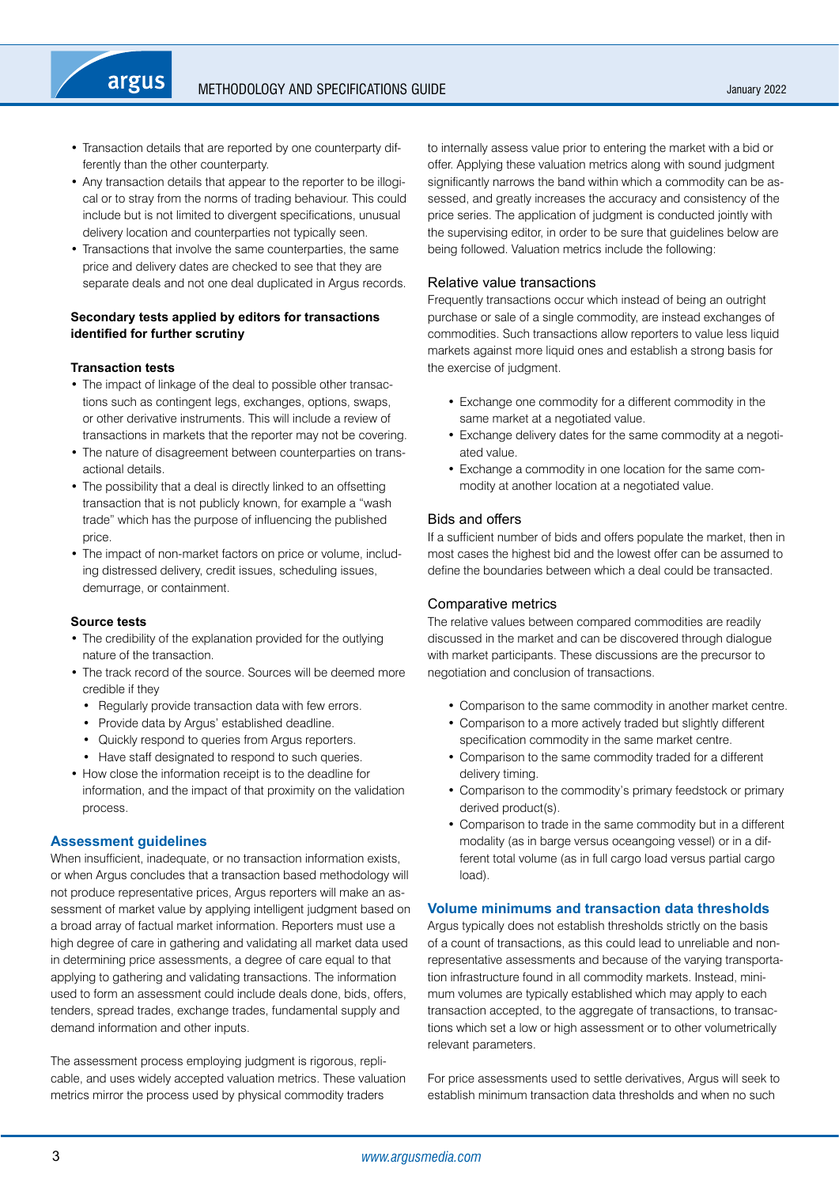- Transaction details that are reported by one counterparty differently than the other counterparty.
- Any transaction details that appear to the reporter to be illogical or to stray from the norms of trading behaviour. This could include but is not limited to divergent specifications, unusual delivery location and counterparties not typically seen.
- Transactions that involve the same counterparties, the same price and delivery dates are checked to see that they are separate deals and not one deal duplicated in Argus records.

**Secondary tests applied by editors for transactions identified for further scrutiny**

**Transaction tests**

- The impact of linkage of the deal to possible other transactions such as contingent legs, exchanges, options, swaps, or other derivative instruments. This will include a review of transactions in markets that the reporter may not be covering.
- The nature of disagreement between counterparties on transactional details.
- The possibility that a deal is directly linked to an offsetting transaction that is not publicly known, for example a "wash trade" which has the purpose of influencing the published price.
- The impact of non-market factors on price or volume, including distressed delivery, credit issues, scheduling issues, demurrage, or containment.

**Source tests**

- The credibility of the explanation provided for the outlying nature of the transaction.
- The track record of the source. Sources will be deemed more credible if they
  - Regularly provide transaction data with few errors.
  - Provide data by Argus' established deadline.
  - Quickly respond to queries from Argus reporters.
  - Have staff designated to respond to such queries.
- How close the information receipt is to the deadline for information, and the impact of that proximity on the validation process.

## Assessment guidelines

When insufficient, inadequate, or no transaction information exists, or when Argus concludes that a transaction based methodology will not produce representative prices, Argus reporters will make an assessment of market value by applying intelligent judgment based on a broad array of factual market information. Reporters must use a high degree of care in gathering and validating all market data used in determining price assessments, a degree of care equal to that applying to gathering and validating transactions. The information used to form an assessment could include deals done, bids, offers, tenders, spread trades, exchange trades, fundamental supply and demand information and other inputs.

The assessment process employing judgment is rigorous, replicable, and uses widely accepted valuation metrics. These valuation metrics mirror the process used by physical commodity traders to internally assess value prior to entering the market with a bid or offer. Applying these valuation metrics along with sound judgment significantly narrows the band within which a commodity can be assessed, and greatly increases the accuracy and consistency of the price series. The application of judgment is conducted jointly with the supervising editor, in order to be sure that guidelines below are being followed. Valuation metrics include the following:

### Relative value transactions

Frequently transactions occur which instead of being an outright purchase or sale of a single commodity, are instead exchanges of commodities. Such transactions allow reporters to value less liquid markets against more liquid ones and establish a strong basis for the exercise of judgment.

- Exchange one commodity for a different commodity in the same market at a negotiated value.
- Exchange delivery dates for the same commodity at a negotiated value.
- Exchange a commodity in one location for the same commodity at another location at a negotiated value.

### Bids and offers

If a sufficient number of bids and offers populate the market, then in most cases the highest bid and the lowest offer can be assumed to define the boundaries between which a deal could be transacted.

### Comparative metrics

The relative values between compared commodities are readily discussed in the market and can be discovered through dialogue with market participants. These discussions are the precursor to negotiation and conclusion of transactions.

- Comparison to the same commodity in another market centre.
- Comparison to a more actively traded but slightly different specification commodity in the same market centre.
- Comparison to the same commodity traded for a different delivery timing.
- Comparison to the commodity's primary feedstock or primary derived product(s).
- Comparison to trade in the same commodity but in a different modality (as in barge versus oceangoing vessel) or in a different total volume (as in full cargo load versus partial cargo load).

## Volume minimums and transaction data thresholds

Argus typically does not establish thresholds strictly on the basis of a count of transactions, as this could lead to unreliable and non-representative assessments and because of the varying transportation infrastructure found in all commodity markets. Instead, minimum volumes are typically established which may apply to each transaction accepted, to the aggregate of transactions, to transactions which set a low or high assessment or to other volumetrically relevant parameters.

For price assessments used to settle derivatives, Argus will seek to establish minimum transaction data thresholds and when no such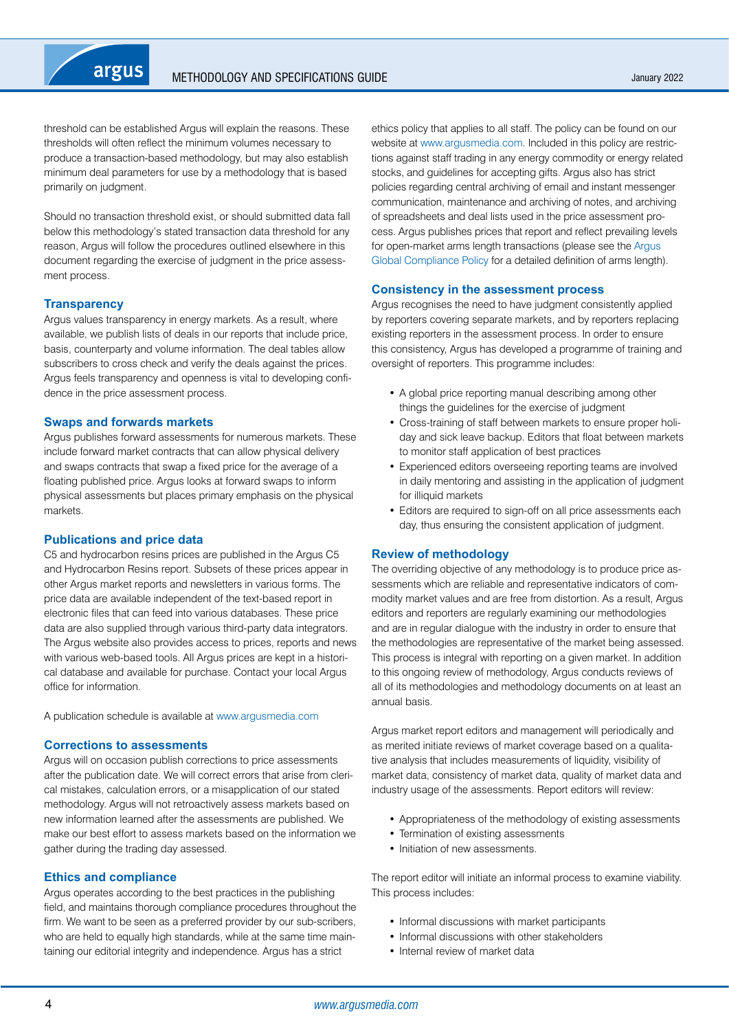threshold can be established Argus will explain the reasons. These thresholds will often reflect the minimum volumes necessary to produce a transaction-based methodology, but may also establish minimum deal parameters for use by a methodology that is based primarily on judgment.

Should no transaction threshold exist, or should submitted data fall below this methodology's stated transaction data threshold for any reason, Argus will follow the procedures outlined elsewhere in this document regarding the exercise of judgment in the price assessment process.

## Transparency

Argus values transparency in energy markets. As a result, where available, we publish lists of deals in our reports that include price, basis, counterparty and volume information. The deal tables allow subscribers to cross check and verify the deals against the prices. Argus feels transparency and openness is vital to developing confidence in the price assessment process.

## Swaps and forwards markets

Argus publishes forward assessments for numerous markets. These include forward market contracts that can allow physical delivery and swaps contracts that swap a fixed price for the average of a floating published price. Argus looks at forward swaps to inform physical assessments but places primary emphasis on the physical markets.

## Publications and price data

C5 and hydrocarbon resins prices are published in the Argus C5 and Hydrocarbon Resins report. Subsets of these prices appear in other Argus market reports and newsletters in various forms. The price data are available independent of the text-based report in electronic files that can feed into various databases. These price data are also supplied through various third-party data integrators. The Argus website also provides access to prices, reports and news with various web-based tools. All Argus prices are kept in a historical database and available for purchase. Contact your local Argus office for information.

A publication schedule is available at www.argusmedia.com

## Corrections to assessments

Argus will on occasion publish corrections to price assessments after the publication date. We will correct errors that arise from clerical mistakes, calculation errors, or a misapplication of our stated methodology. Argus will not retroactively assess markets based on new information learned after the assessments are published. We make our best effort to assess markets based on the information we gather during the trading day assessed.

## Ethics and compliance

Argus operates according to the best practices in the publishing field, and maintains thorough compliance procedures throughout the firm. We want to be seen as a preferred provider by our sub-scribers, who are held to equally high standards, while at the same time maintaining our editorial integrity and independence. Argus has a strict ethics policy that applies to all staff. The policy can be found on our website at www.argusmedia.com. Included in this policy are restrictions against staff trading in any energy commodity or energy related stocks, and guidelines for accepting gifts. Argus also has strict policies regarding central archiving of email and instant messenger communication, maintenance and archiving of notes, and archiving of spreadsheets and deal lists used in the price assessment process. Argus publishes prices that report and reflect prevailing levels for open-market arms length transactions (please see the Argus Global Compliance Policy for a detailed definition of arms length).

## Consistency in the assessment process

Argus recognises the need to have judgment consistently applied by reporters covering separate markets, and by reporters replacing existing reporters in the assessment process. In order to ensure this consistency, Argus has developed a programme of training and oversight of reporters. This programme includes:

- A global price reporting manual describing among other things the guidelines for the exercise of judgment
- Cross-training of staff between markets to ensure proper holiday and sick leave backup. Editors that float between markets to monitor staff application of best practices
- Experienced editors overseeing reporting teams are involved in daily mentoring and assisting in the application of judgment for illiquid markets
- Editors are required to sign-off on all price assessments each day, thus ensuring the consistent application of judgment.

## Review of methodology

The overriding objective of any methodology is to produce price assessments which are reliable and representative indicators of commodity market values and are free from distortion. As a result, Argus editors and reporters are regularly examining our methodologies and are in regular dialogue with the industry in order to ensure that the methodologies are representative of the market being assessed. This process is integral with reporting on a given market. In addition to this ongoing review of methodology, Argus conducts reviews of all of its methodologies and methodology documents on at least an annual basis.

Argus market report editors and management will periodically and as merited initiate reviews of market coverage based on a qualitative analysis that includes measurements of liquidity, visibility of market data, consistency of market data, quality of market data and industry usage of the assessments. Report editors will review:

- Appropriateness of the methodology of existing assessments
- Termination of existing assessments
- Initiation of new assessments.

The report editor will initiate an informal process to examine viability. This process includes:

- Informal discussions with market participants
- Informal discussions with other stakeholders
- Internal review of market data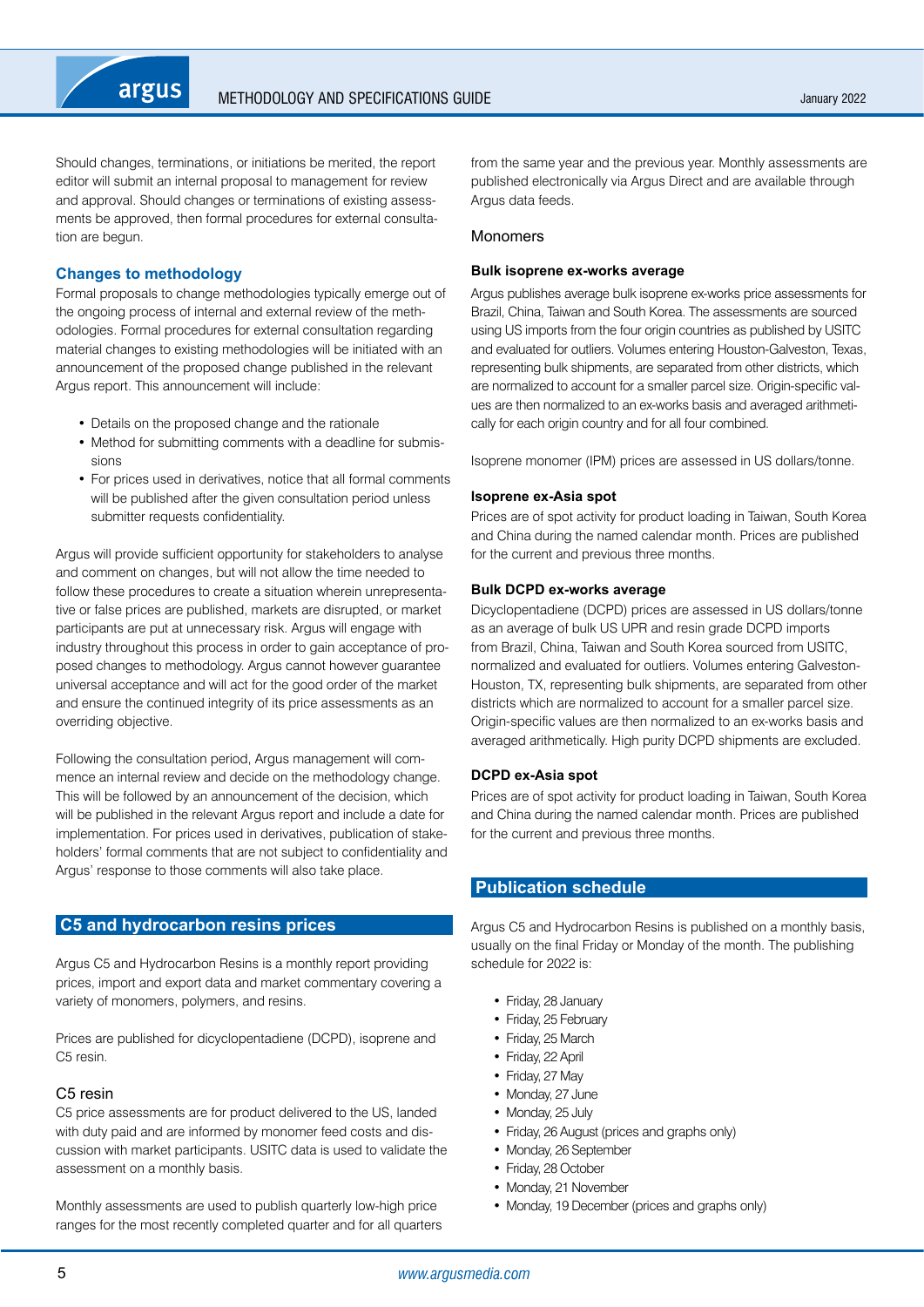Should changes, terminations, or initiations be merited, the report editor will submit an internal proposal to management for review and approval. Should changes or terminations of existing assessments be approved, then formal procedures for external consultation are begun.

### Changes to methodology

Formal proposals to change methodologies typically emerge out of the ongoing process of internal and external review of the methodologies. Formal procedures for external consultation regarding material changes to existing methodologies will be initiated with an announcement of the proposed change published in the relevant Argus report. This announcement will include:

- Details on the proposed change and the rationale
- Method for submitting comments with a deadline for submissions
- For prices used in derivatives, notice that all formal comments will be published after the given consultation period unless submitter requests confidentiality.

Argus will provide sufficient opportunity for stakeholders to analyse and comment on changes, but will not allow the time needed to follow these procedures to create a situation wherein unrepresentative or false prices are published, markets are disrupted, or market participants are put at unnecessary risk. Argus will engage with industry throughout this process in order to gain acceptance of proposed changes to methodology. Argus cannot however guarantee universal acceptance and will act for the good order of the market and ensure the continued integrity of its price assessments as an overriding objective.

Following the consultation period, Argus management will commence an internal review and decide on the methodology change. This will be followed by an announcement of the decision, which will be published in the relevant Argus report and include a date for implementation. For prices used in derivatives, publication of stakeholders' formal comments that are not subject to confidentiality and Argus' response to those comments will also take place.

## C5 and hydrocarbon resins prices

Argus C5 and Hydrocarbon Resins is a monthly report providing prices, import and export data and market commentary covering a variety of monomers, polymers, and resins.

Prices are published for dicyclopentadiene (DCPD), isoprene and C5 resin.

### C5 resin

C5 price assessments are for product delivered to the US, landed with duty paid and are informed by monomer feed costs and discussion with market participants. USITC data is used to validate the assessment on a monthly basis.

Monthly assessments are used to publish quarterly low-high price ranges for the most recently completed quarter and for all quarters from the same year and the previous year. Monthly assessments are published electronically via Argus Direct and are available through Argus data feeds.

### Monomers

#### Bulk isoprene ex-works average

Argus publishes average bulk isoprene ex-works price assessments for Brazil, China, Taiwan and South Korea. The assessments are sourced using US imports from the four origin countries as published by USITC and evaluated for outliers. Volumes entering Houston-Galveston, Texas, representing bulk shipments, are separated from other districts, which are normalized to account for a smaller parcel size. Origin-specific values are then normalized to an ex-works basis and averaged arithmetically for each origin country and for all four combined.

Isoprene monomer (IPM) prices are assessed in US dollars/tonne.

#### Isoprene ex-Asia spot

Prices are of spot activity for product loading in Taiwan, South Korea and China during the named calendar month. Prices are published for the current and previous three months.

#### Bulk DCPD ex-works average

Dicyclopentadiene (DCPD) prices are assessed in US dollars/tonne as an average of bulk US UPR and resin grade DCPD imports from Brazil, China, Taiwan and South Korea sourced from USITC, normalized and evaluated for outliers. Volumes entering Galveston-Houston, TX, representing bulk shipments, are separated from other districts which are normalized to account for a smaller parcel size. Origin-specific values are then normalized to an ex-works basis and averaged arithmetically. High purity DCPD shipments are excluded.

#### DCPD ex-Asia spot

Prices are of spot activity for product loading in Taiwan, South Korea and China during the named calendar month. Prices are published for the current and previous three months.

## Publication schedule

Argus C5 and Hydrocarbon Resins is published on a monthly basis, usually on the final Friday or Monday of the month. The publishing schedule for 2022 is:

- Friday, 28 January
- Friday, 25 February
- Friday, 25 March
- Friday, 22 April
- Friday, 27 May
- Monday, 27 June
- Monday, 25 July
- Friday, 26 August (prices and graphs only)
- Monday, 26 September
- Friday, 28 October
- Monday, 21 November
- Monday, 19 December (prices and graphs only)